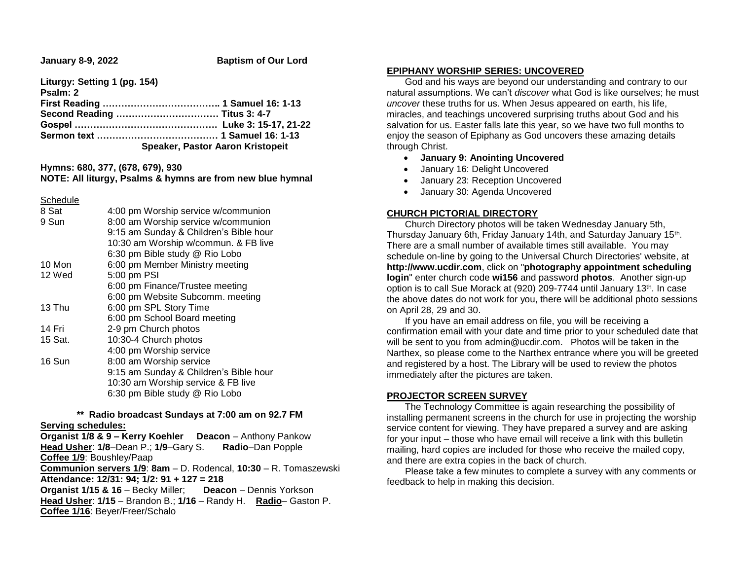**January 8-9, 2022** **Baptism of Our Lord**

**Liturgy: Setting 1 (pg. 154)**
**Psalm: 2**
**First Reading ……………………………….. 1 Samuel 16: 1-13**
**Second Reading …………………………… Titus 3: 4-7**
**Gospel ………………………………………. Luke 3: 15-17, 21-22**
**Sermon text ………………………………… 1 Samuel 16: 1-13**
**Speaker, Pastor Aaron Kristopeit**

**Hymns: 680, 377, (678, 679), 930**
**NOTE: All liturgy, Psalms & hymns are from new blue hymnal**

Schedule

| | |
|---|---|
| 8 Sat | 4:00 pm Worship service w/communion |
| 9 Sun | 8:00 am Worship service w/communion |
| | 9:15 am Sunday & Children's Bible hour |
| | 10:30 am Worship w/commun. & FB live |
| | 6:30 pm Bible study @ Rio Lobo |
| 10 Mon | 6:00 pm Member Ministry meeting |
| 12 Wed | 5:00 pm PSI |
| | 6:00 pm Finance/Trustee meeting |
| | 6:00 pm Website Subcomm. meeting |
| 13 Thu | 6:00 pm SPL Story Time |
| | 6:00 pm School Board meeting |
| 14 Fri | 2-9 pm Church photos |
| 15 Sat. | 10:30-4 Church photos |
| | 4:00 pm Worship service |
| 16 Sun | 8:00 am Worship service |
| | 9:15 am Sunday & Children's Bible hour |
| | 10:30 am Worship service & FB live |
| | 6:30 pm Bible study @ Rio Lobo |

**\*\* Radio broadcast Sundays at 7:00 am on 92.7 FM**

**Serving schedules:**
**Organist 1/8 & 9 – Kerry Koehler** **Deacon** – Anthony Pankow
**Head Usher**: **1/8**–Dean P.; **1/9**–Gary S. **Radio**–Dan Popple
**Coffee 1/9**: Boushley/Paap
**Communion servers 1/9**: **8am** – D. Rodencal, **10:30** – R. Tomaszewski
**Attendance: 12/31: 94; 1/2: 91 + 127 = 218**
**Organist 1/15 & 16** – Becky Miller; **Deacon** – Dennis Yorkson
**Head Usher**: **1/15** – Brandon B.; **1/16** – Randy H. **Radio**– Gaston P.
**Coffee 1/16**: Beyer/Freer/Schalo

## EPIPHANY WORSHIP SERIES: UNCOVERED

God and his ways are beyond our understanding and contrary to our natural assumptions. We can't *discover* what God is like ourselves; he must *uncover* these truths for us. When Jesus appeared on earth, his life, miracles, and teachings uncovered surprising truths about God and his salvation for us. Easter falls late this year, so we have two full months to enjoy the season of Epiphany as God uncovers these amazing details through Christ.

- **January 9: Anointing Uncovered**
- January 16: Delight Uncovered
- January 23: Reception Uncovered
- January 30: Agenda Uncovered

## CHURCH PICTORIAL DIRECTORY

Church Directory photos will be taken Wednesday January 5th, Thursday January 6th, Friday January 14th, and Saturday January 15th. There are a small number of available times still available. You may schedule on-line by going to the Universal Church Directories' website, at **http://www.ucdir.com**, click on "**photography appointment scheduling login**" enter church code **wi156** and password **photos**. Another sign-up option is to call Sue Morack at (920) 209-7744 until January 13th. In case the above dates do not work for you, there will be additional photo sessions on April 28, 29 and 30.

If you have an email address on file, you will be receiving a confirmation email with your date and time prior to your scheduled date that will be sent to you from admin@ucdir.com. Photos will be taken in the Narthex, so please come to the Narthex entrance where you will be greeted and registered by a host. The Library will be used to review the photos immediately after the pictures are taken.

## PROJECTOR SCREEN SURVEY

The Technology Committee is again researching the possibility of installing permanent screens in the church for use in projecting the worship service content for viewing. They have prepared a survey and are asking for your input – those who have email will receive a link with this bulletin mailing, hard copies are included for those who receive the mailed copy, and there are extra copies in the back of church.

Please take a few minutes to complete a survey with any comments or feedback to help in making this decision.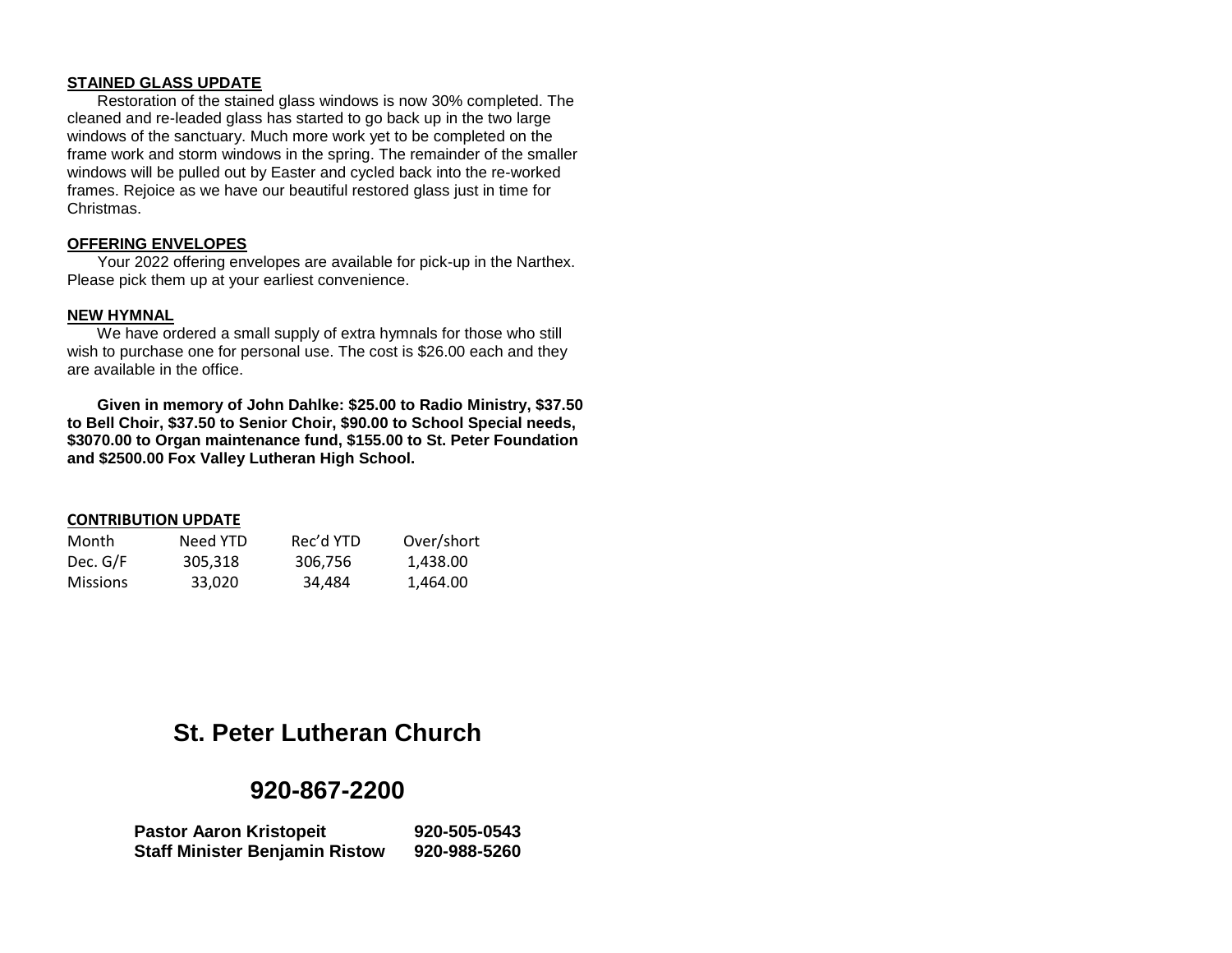**STAINED GLASS UPDATE**

Restoration of the stained glass windows is now 30% completed. The cleaned and re-leaded glass has started to go back up in the two large windows of the sanctuary. Much more work yet to be completed on the frame work and storm windows in the spring. The remainder of the smaller windows will be pulled out by Easter and cycled back into the re-worked frames. Rejoice as we have our beautiful restored glass just in time for Christmas.

**OFFERING ENVELOPES**

Your 2022 offering envelopes are available for pick-up in the Narthex. Please pick them up at your earliest convenience.

**NEW HYMNAL**

We have ordered a small supply of extra hymnals for those who still wish to purchase one for personal use. The cost is $26.00 each and they are available in the office.

**Given in memory of John Dahlke: $25.00 to Radio Ministry, $37.50 to Bell Choir, $37.50 to Senior Choir, $90.00 to School Special needs, $3070.00 to Organ maintenance fund, $155.00 to St. Peter Foundation and $2500.00 Fox Valley Lutheran High School.**

**CONTRIBUTION UPDATE**

| Month | Need YTD | Rec'd YTD | Over/short |
|---|---|---|---|
| Dec. G/F | 305,318 | 306,756 | 1,438.00 |
| Missions | 33,020 | 34,484 | 1,464.00 |

## St. Peter Lutheran Church

## 920-867-2200

**Pastor Aaron Kristopeit 920-505-0543**
**Staff Minister Benjamin Ristow 920-988-5260**